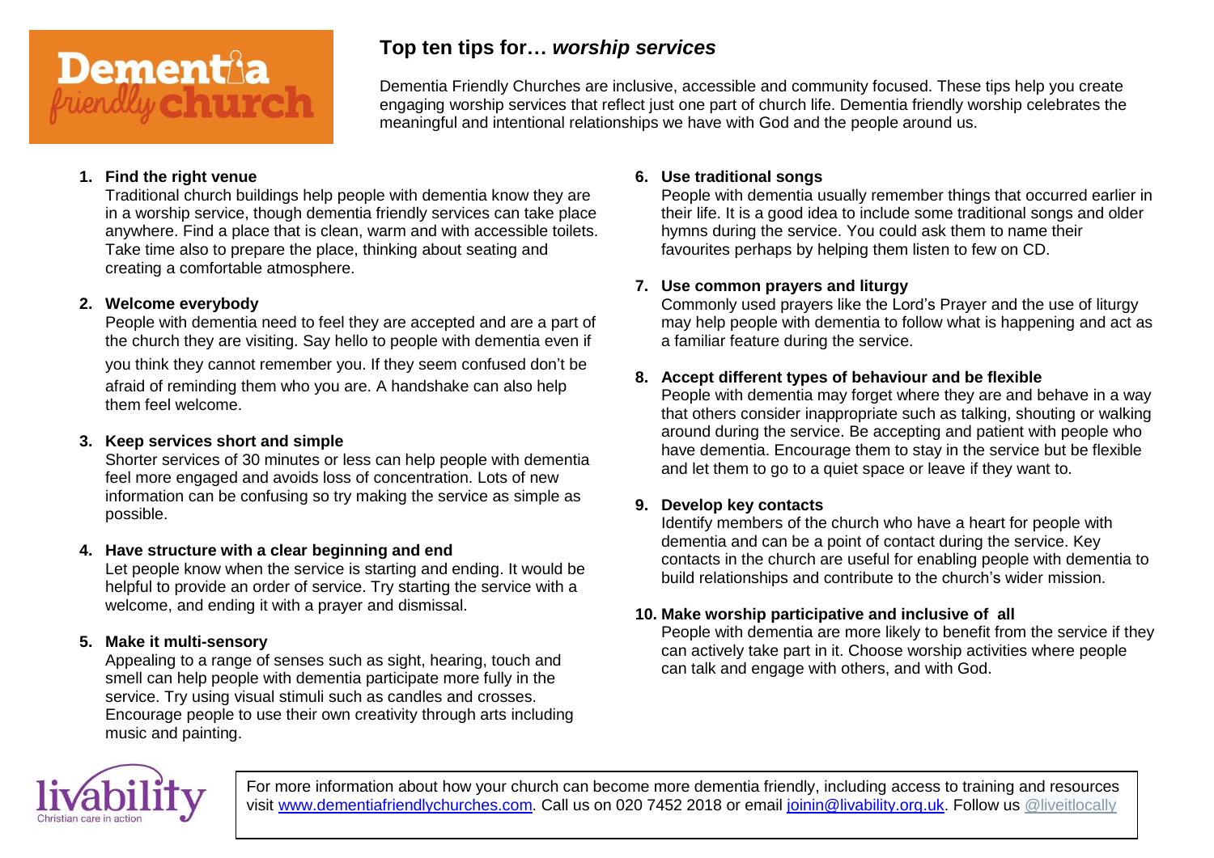# Top ten tips for… *worship services*

Dementia Friendly Churches are inclusive, accessible and community focused. These tips help you create engaging worship services that reflect just one part of church life. Dementia friendly worship celebrates the meaningful and intentional relationships we have with God and the people around us.

1. **Find the right venue**
   Traditional church buildings help people with dementia know they are in a worship service, though dementia friendly services can take place anywhere. Find a place that is clean, warm and with accessible toilets. Take time also to prepare the place, thinking about seating and creating a comfortable atmosphere.

2. **Welcome everybody**
   People with dementia need to feel they are accepted and are a part of the church they are visiting. Say hello to people with dementia even if you think they cannot remember you. If they seem confused don't be afraid of reminding them who you are. A handshake can also help them feel welcome.

3. **Keep services short and simple**
   Shorter services of 30 minutes or less can help people with dementia feel more engaged and avoids loss of concentration. Lots of new information can be confusing so try making the service as simple as possible.

4. **Have structure with a clear beginning and end**
   Let people know when the service is starting and ending. It would be helpful to provide an order of service. Try starting the service with a welcome, and ending it with a prayer and dismissal.

5. **Make it multi-sensory**
   Appealing to a range of senses such as sight, hearing, touch and smell can help people with dementia participate more fully in the service. Try using visual stimuli such as candles and crosses. Encourage people to use their own creativity through arts including music and painting.

6. **Use traditional songs**
   People with dementia usually remember things that occurred earlier in their life. It is a good idea to include some traditional songs and older hymns during the service. You could ask them to name their favourites perhaps by helping them listen to few on CD.

7. **Use common prayers and liturgy**
   Commonly used prayers like the Lord's Prayer and the use of liturgy may help people with dementia to follow what is happening and act as a familiar feature during the service.

8. **Accept different types of behaviour and be flexible**
   People with dementia may forget where they are and behave in a way that others consider inappropriate such as talking, shouting or walking around during the service. Be accepting and patient with people who have dementia. Encourage them to stay in the service but be flexible and let them to go to a quiet space or leave if they want to.

9. **Develop key contacts**
   Identify members of the church who have a heart for people with dementia and can be a point of contact during the service. Key contacts in the church are useful for enabling people with dementia to build relationships and contribute to the church's wider mission.

10. **Make worship participative and inclusive of all**
    People with dementia are more likely to benefit from the service if they can actively take part in it. Choose worship activities where people can talk and engage with others, and with God.

For more information about how your church can become more dementia friendly, including access to training and resources visit www.dementiafriendlychurches.com. Call us on 020 7452 2018 or email joinin@livability.org.uk. Follow us @liveitlocally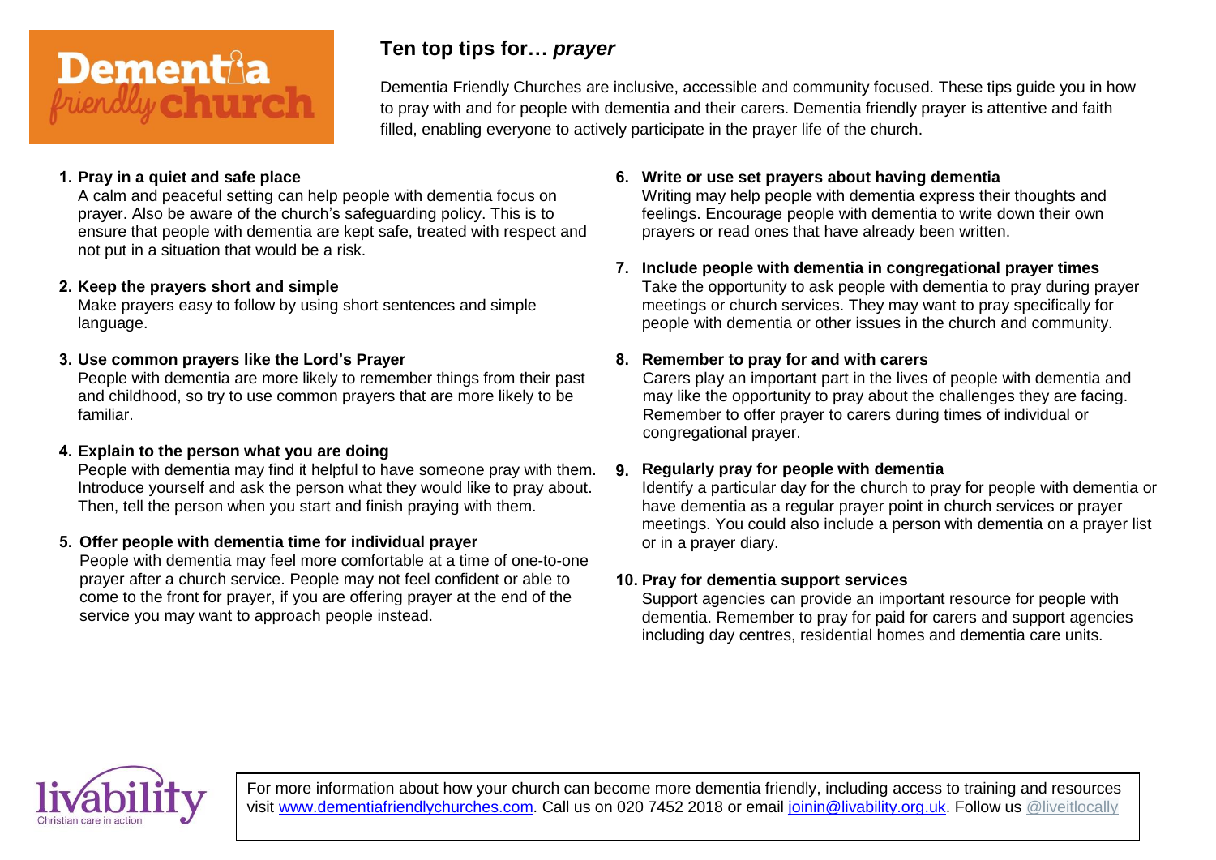# Ten top tips for… *prayer*

Dementia Friendly Churches are inclusive, accessible and community focused. These tips guide you in how to pray with and for people with dementia and their carers. Dementia friendly prayer is attentive and faith filled, enabling everyone to actively participate in the prayer life of the church.

1. **Pray in a quiet and safe place**
   A calm and peaceful setting can help people with dementia focus on prayer. Also be aware of the church's safeguarding policy. This is to ensure that people with dementia are kept safe, treated with respect and not put in a situation that would be a risk.

2. **Keep the prayers short and simple**
   Make prayers easy to follow by using short sentences and simple language.

3. **Use common prayers like the Lord's Prayer**
   People with dementia are more likely to remember things from their past and childhood, so try to use common prayers that are more likely to be familiar.

4. **Explain to the person what you are doing**
   People with dementia may find it helpful to have someone pray with them. Introduce yourself and ask the person what they would like to pray about. Then, tell the person when you start and finish praying with them.

5. **Offer people with dementia time for individual prayer**
   People with dementia may feel more comfortable at a time of one-to-one prayer after a church service. People may not feel confident or able to come to the front for prayer, if you are offering prayer at the end of the service you may want to approach people instead.

6. **Write or use set prayers about having dementia**
   Writing may help people with dementia express their thoughts and feelings. Encourage people with dementia to write down their own prayers or read ones that have already been written.

7. **Include people with dementia in congregational prayer times**
   Take the opportunity to ask people with dementia to pray during prayer meetings or church services. They may want to pray specifically for people with dementia or other issues in the church and community.

8. **Remember to pray for and with carers**
   Carers play an important part in the lives of people with dementia and may like the opportunity to pray about the challenges they are facing. Remember to offer prayer to carers during times of individual or congregational prayer.

9. **Regularly pray for people with dementia**
   Identify a particular day for the church to pray for people with dementia or have dementia as a regular prayer point in church services or prayer meetings. You could also include a person with dementia on a prayer list or in a prayer diary.

10. **Pray for dementia support services**
    Support agencies can provide an important resource for people with dementia. Remember to pray for paid for carers and support agencies including day centres, residential homes and dementia care units.

For more information about how your church can become more dementia friendly, including access to training and resources visit www.dementiafriendlychurches.com. Call us on 020 7452 2018 or email joinin@livability.org.uk. Follow us @liveitlocally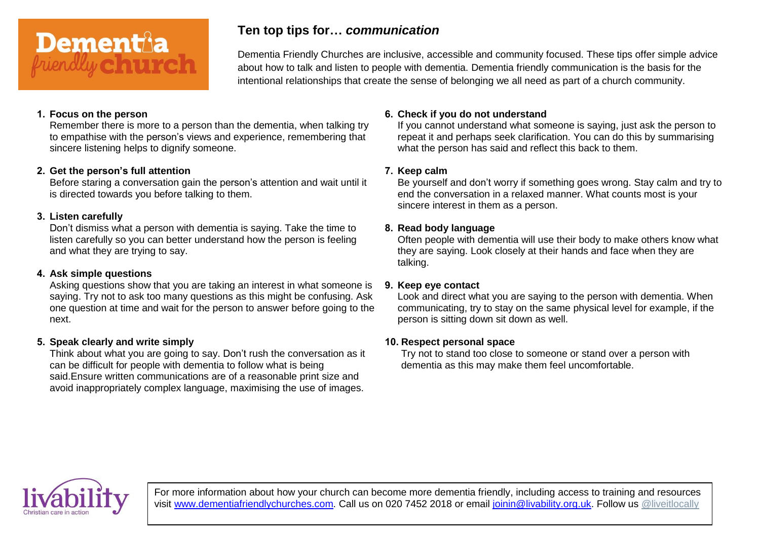# Ten top tips for… *communication*

Dementia Friendly Churches are inclusive, accessible and community focused. These tips offer simple advice about how to talk and listen to people with dementia. Dementia friendly communication is the basis for the intentional relationships that create the sense of belonging we all need as part of a church community.

1. **Focus on the person**
   Remember there is more to a person than the dementia, when talking try to empathise with the person's views and experience, remembering that sincere listening helps to dignify someone.

2. **Get the person's full attention**
   Before staring a conversation gain the person's attention and wait until it is directed towards you before talking to them.

3. **Listen carefully**
   Don't dismiss what a person with dementia is saying. Take the time to listen carefully so you can better understand how the person is feeling and what they are trying to say.

4. **Ask simple questions**
   Asking questions show that you are taking an interest in what someone is saying. Try not to ask too many questions as this might be confusing. Ask one question at time and wait for the person to answer before going to the next.

5. **Speak clearly and write simply**
   Think about what you are going to say. Don't rush the conversation as it can be difficult for people with dementia to follow what is being said.Ensure written communications are of a reasonable print size and avoid inappropriately complex language, maximising the use of images.

6. **Check if you do not understand**
   If you cannot understand what someone is saying, just ask the person to repeat it and perhaps seek clarification. You can do this by summarising what the person has said and reflect this back to them.

7. **Keep calm**
   Be yourself and don't worry if something goes wrong. Stay calm and try to end the conversation in a relaxed manner. What counts most is your sincere interest in them as a person.

8. **Read body language**
   Often people with dementia will use their body to make others know what they are saying. Look closely at their hands and face when they are talking.

9. **Keep eye contact**
   Look and direct what you are saying to the person with dementia. When communicating, try to stay on the same physical level for example, if the person is sitting down sit down as well.

10. **Respect personal space**
    Try not to stand too close to someone or stand over a person with dementia as this may make them feel uncomfortable.

For more information about how your church can become more dementia friendly, including access to training and resources visit www.dementiafriendlychurches.com. Call us on 020 7452 2018 or email joinin@livability.org.uk. Follow us @liveitlocally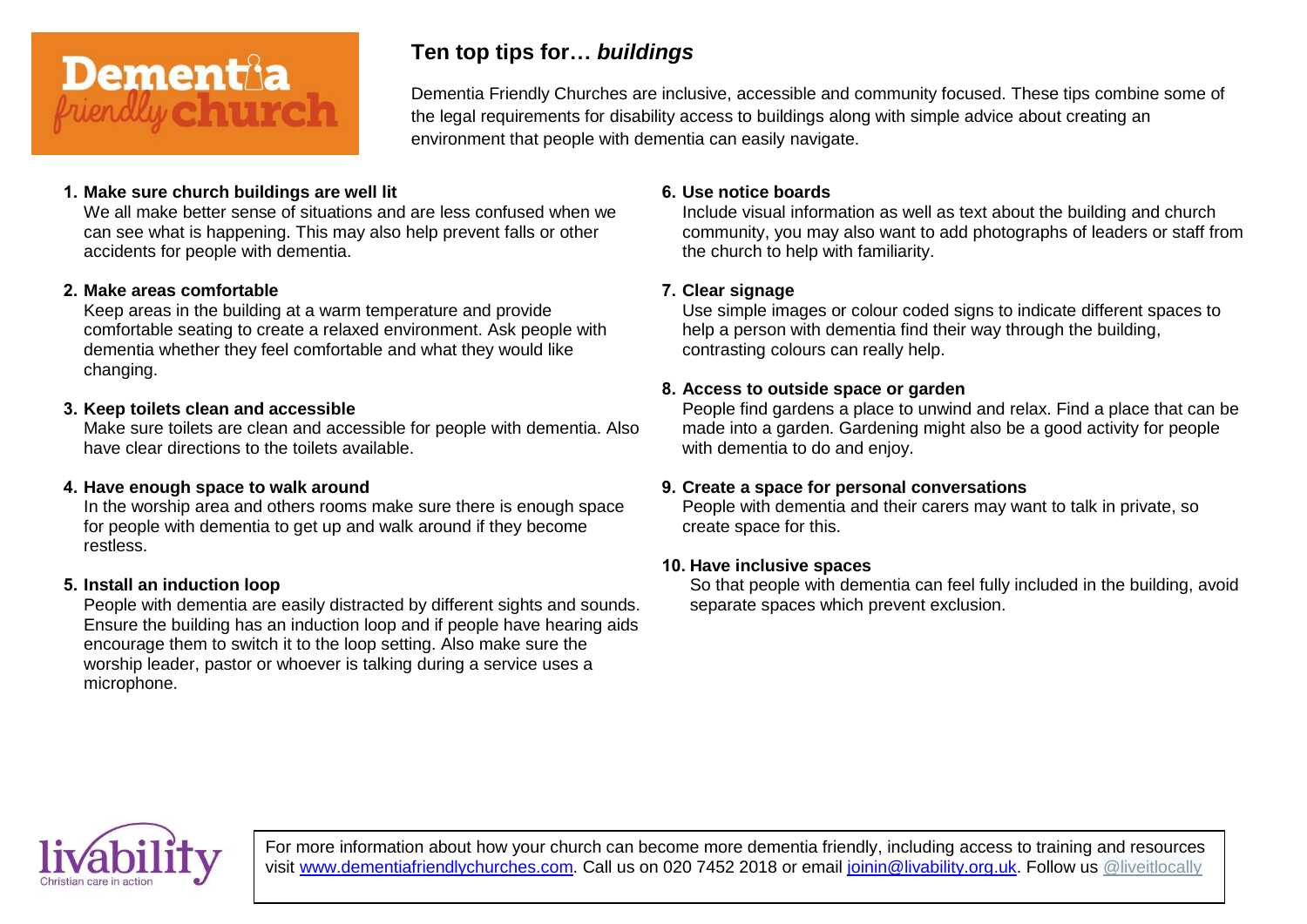Dementia friendly church

# Ten top tips for… *buildings*

Dementia Friendly Churches are inclusive, accessible and community focused. These tips combine some of the legal requirements for disability access to buildings along with simple advice about creating an environment that people with dementia can easily navigate.

1. **Make sure church buildings are well lit**
   We all make better sense of situations and are less confused when we can see what is happening. This may also help prevent falls or other accidents for people with dementia.

2. **Make areas comfortable**
   Keep areas in the building at a warm temperature and provide comfortable seating to create a relaxed environment. Ask people with dementia whether they feel comfortable and what they would like changing.

3. **Keep toilets clean and accessible**
   Make sure toilets are clean and accessible for people with dementia. Also have clear directions to the toilets available.

4. **Have enough space to walk around**
   In the worship area and others rooms make sure there is enough space for people with dementia to get up and walk around if they become restless.

5. **Install an induction loop**
   People with dementia are easily distracted by different sights and sounds. Ensure the building has an induction loop and if people have hearing aids encourage them to switch it to the loop setting. Also make sure the worship leader, pastor or whoever is talking during a service uses a microphone.

6. **Use notice boards**
   Include visual information as well as text about the building and church community, you may also want to add photographs of leaders or staff from the church to help with familiarity.

7. **Clear signage**
   Use simple images or colour coded signs to indicate different spaces to help a person with dementia find their way through the building, contrasting colours can really help.

8. **Access to outside space or garden**
   People find gardens a place to unwind and relax. Find a place that can be made into a garden. Gardening might also be a good activity for people with dementia to do and enjoy.

9. **Create a space for personal conversations**
   People with dementia and their carers may want to talk in private, so create space for this.

10. **Have inclusive spaces**
    So that people with dementia can feel fully included in the building, avoid separate spaces which prevent exclusion.

livability
Christian care in action

For more information about how your church can become more dementia friendly, including access to training and resources visit [www.dementiafriendlychurches.com](http://www.dementiafriendlychurches.com). Call us on 020 7452 2018 or email [joinin@livability.org.uk](mailto:joinin@livability.org.uk). Follow us @liveitlocally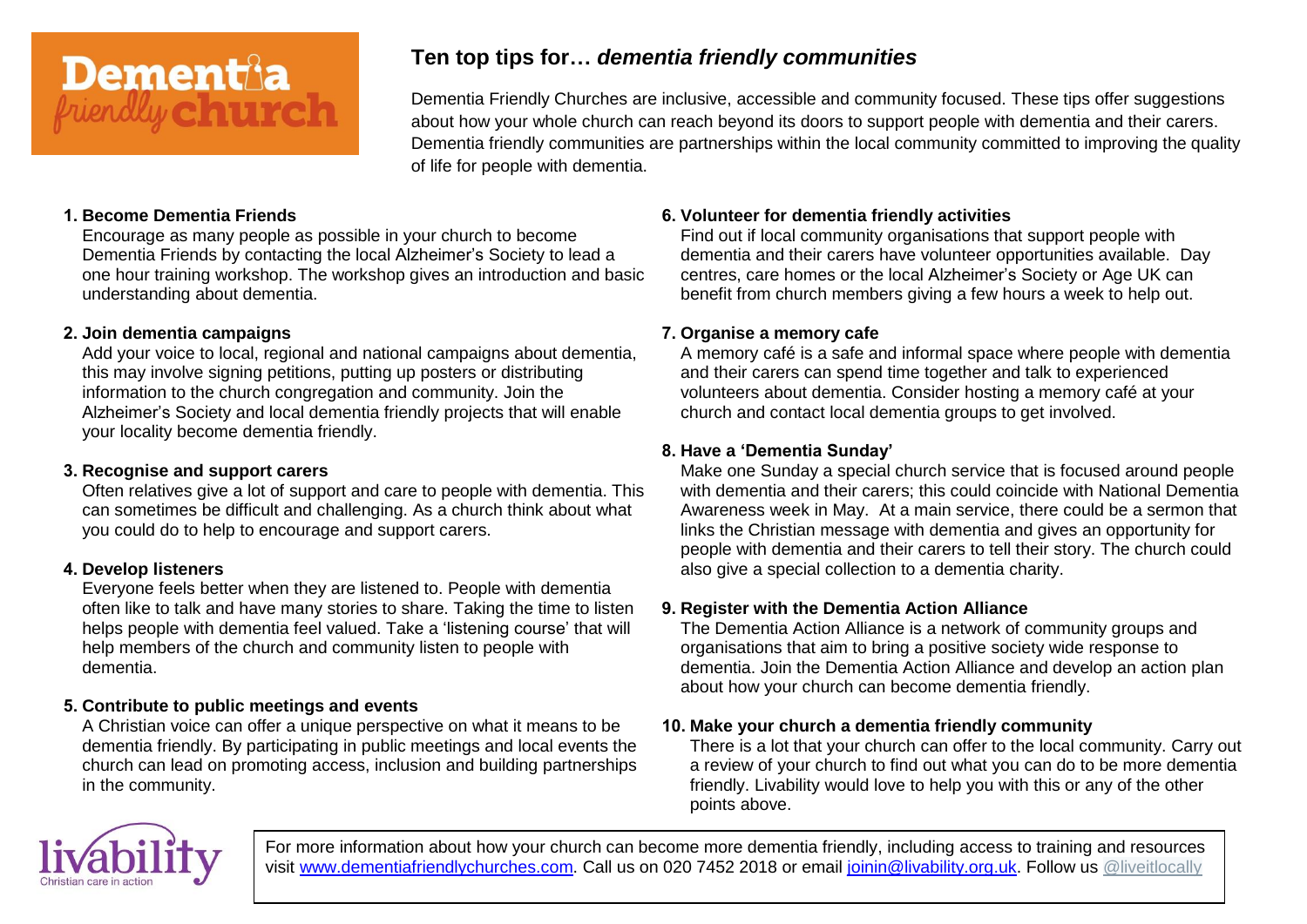# Ten top tips for… *dementia friendly communities*

Dementia Friendly Churches are inclusive, accessible and community focused. These tips offer suggestions about how your whole church can reach beyond its doors to support people with dementia and their carers. Dementia friendly communities are partnerships within the local community committed to improving the quality of life for people with dementia.

**1. Become Dementia Friends**

Encourage as many people as possible in your church to become Dementia Friends by contacting the local Alzheimer's Society to lead a one hour training workshop. The workshop gives an introduction and basic understanding about dementia.

**2. Join dementia campaigns**

Add your voice to local, regional and national campaigns about dementia, this may involve signing petitions, putting up posters or distributing information to the church congregation and community. Join the Alzheimer's Society and local dementia friendly projects that will enable your locality become dementia friendly.

**3. Recognise and support carers**

Often relatives give a lot of support and care to people with dementia. This can sometimes be difficult and challenging. As a church think about what you could do to help to encourage and support carers.

**4. Develop listeners**

Everyone feels better when they are listened to. People with dementia often like to talk and have many stories to share. Taking the time to listen helps people with dementia feel valued. Take a 'listening course' that will help members of the church and community listen to people with dementia.

**5. Contribute to public meetings and events**

A Christian voice can offer a unique perspective on what it means to be dementia friendly. By participating in public meetings and local events the church can lead on promoting access, inclusion and building partnerships in the community.

**6. Volunteer for dementia friendly activities**

Find out if local community organisations that support people with dementia and their carers have volunteer opportunities available. Day centres, care homes or the local Alzheimer's Society or Age UK can benefit from church members giving a few hours a week to help out.

**7. Organise a memory cafe**

A memory café is a safe and informal space where people with dementia and their carers can spend time together and talk to experienced volunteers about dementia. Consider hosting a memory café at your church and contact local dementia groups to get involved.

**8. Have a 'Dementia Sunday'**

Make one Sunday a special church service that is focused around people with dementia and their carers; this could coincide with National Dementia Awareness week in May. At a main service, there could be a sermon that links the Christian message with dementia and gives an opportunity for people with dementia and their carers to tell their story. The church could also give a special collection to a dementia charity.

**9. Register with the Dementia Action Alliance**

The Dementia Action Alliance is a network of community groups and organisations that aim to bring a positive society wide response to dementia. Join the Dementia Action Alliance and develop an action plan about how your church can become dementia friendly.

**10. Make your church a dementia friendly community**

There is a lot that your church can offer to the local community. Carry out a review of your church to find out what you can do to be more dementia friendly. Livability would love to help you with this or any of the other points above.

For more information about how your church can become more dementia friendly, including access to training and resources visit www.dementiafriendlychurches.com. Call us on 020 7452 2018 or email joinin@livability.org.uk. Follow us @liveitlocally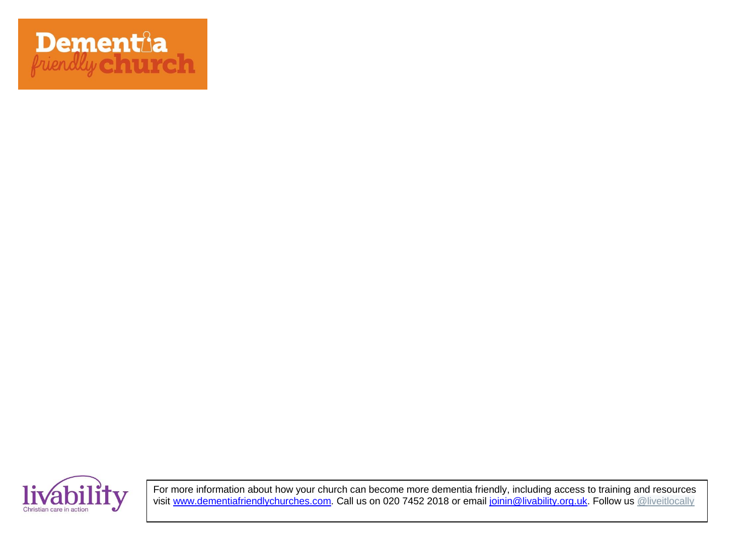Dementia friendly church

livability
Christian care in action

For more information about how your church can become more dementia friendly, including access to training and resources visit [www.dementiafriendlychurches.com](http://www.dementiafriendlychurches.com). Call us on 020 7452 2018 or email [joinin@livability.org.uk](mailto:joinin@livability.org.uk). Follow us @liveitlocally